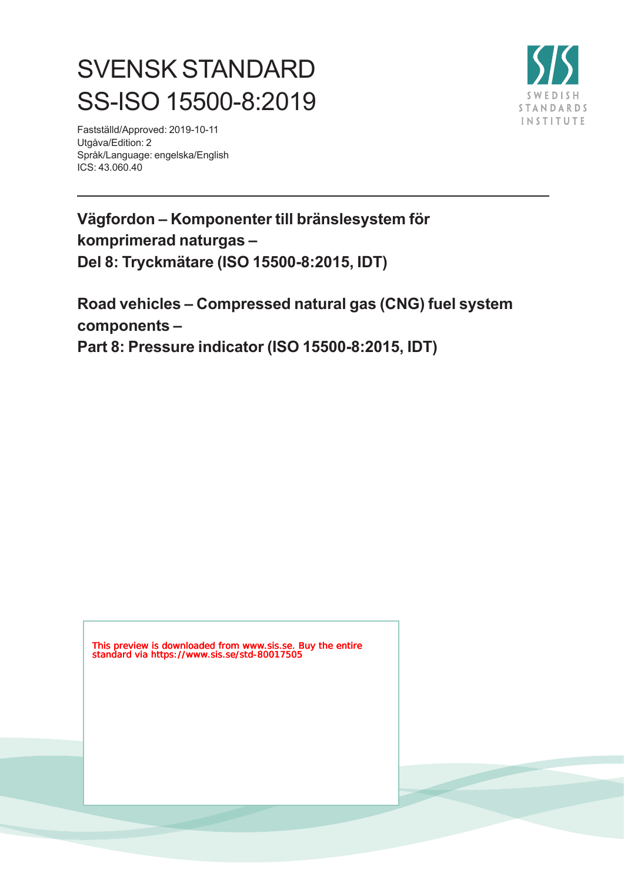# SVENSK STANDARD
# SS-ISO 15500-8:2019

Fastställd/Approved: 2019-10-11
Utgåva/Edition: 2
Språk/Language: engelska/English
ICS: 43.060.40

SWEDISH STANDARDS INSTITUTE

**Vägfordon – Komponenter till bränslesystem för komprimerad naturgas –**
**Del 8: Tryckmätare (ISO 15500-8:2015, IDT)**

**Road vehicles – Compressed natural gas (CNG) fuel system components –**
**Part 8: Pressure indicator (ISO 15500-8:2015, IDT)**

This preview is downloaded from www.sis.se. Buy the entire standard via https://www.sis.se/std-80017505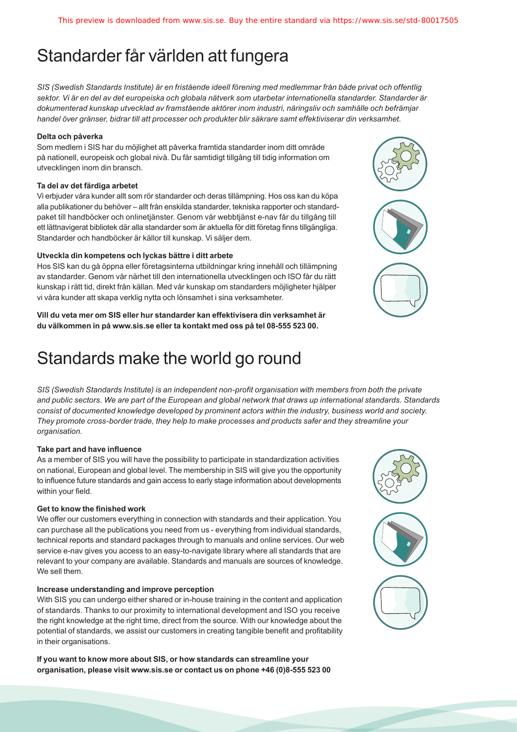# Standarder får världen att fungera

*SIS (Swedish Standards Institute) är en fristående ideell förening med medlemmar från både privat och offentlig sektor. Vi är en del av det europeiska och globala nätverk som utarbetar internationella standarder. Standarder är dokumenterad kunskap utvecklad av framstående aktörer inom industri, näringsliv och samhälle och befrämjar handel över gränser, bidrar till att processer och produkter blir säkrare samt effektiviserar din verksamhet.*

**Delta och påverka**

Som medlem i SIS har du möjlighet att påverka framtida standarder inom ditt område på nationell, europeisk och global nivå. Du får samtidigt tillgång till tidig information om utvecklingen inom din bransch.

**Ta del av det färdiga arbetet**

Vi erbjuder våra kunder allt som rör standarder och deras tillämpning. Hos oss kan du köpa alla publikationer du behöver – allt från enskilda standarder, tekniska rapporter och standardpaket till handböcker och onlinetjänster. Genom vår webbtjänst e-nav får du tillgång till ett lättnavigerat bibliotek där alla standarder som är aktuella för ditt företag finns tillgängliga. Standarder och handböcker är källor till kunskap. Vi säljer dem.

**Utveckla din kompetens och lyckas bättre i ditt arbete**

Hos SIS kan du gå öppna eller företagsinterna utbildningar kring innehåll och tillämpning av standarder. Genom vår närhet till den internationella utvecklingen och ISO får du rätt kunskap i rätt tid, direkt från källan. Med vår kunskap om standarders möjligheter hjälper vi våra kunder att skapa verklig nytta och lönsamhet i sina verksamheter.

**Vill du veta mer om SIS eller hur standarder kan effektivisera din verksamhet är du välkommen in på www.sis.se eller ta kontakt med oss på tel 08-555 523 00.**

# Standards make the world go round

*SIS (Swedish Standards Institute) is an independent non-profit organisation with members from both the private and public sectors. We are part of the European and global network that draws up international standards. Standards consist of documented knowledge developed by prominent actors within the industry, business world and society. They promote cross-border trade, they help to make processes and products safer and they streamline your organisation.*

**Take part and have influence**

As a member of SIS you will have the possibility to participate in standardization activities on national, European and global level. The membership in SIS will give you the opportunity to influence future standards and gain access to early stage information about developments within your field.

**Get to know the finished work**

We offer our customers everything in connection with standards and their application. You can purchase all the publications you need from us - everything from individual standards, technical reports and standard packages through to manuals and online services. Our web service e-nav gives you access to an easy-to-navigate library where all standards that are relevant to your company are available. Standards and manuals are sources of knowledge. We sell them.

**Increase understanding and improve perception**

With SIS you can undergo either shared or in-house training in the content and application of standards. Thanks to our proximity to international development and ISO you receive the right knowledge at the right time, direct from the source. With our knowledge about the potential of standards, we assist our customers in creating tangible benefit and profitability in their organisations.

**If you want to know more about SIS, or how standards can streamline your organisation, please visit www.sis.se or contact us on phone +46 (0)8-555 523 00**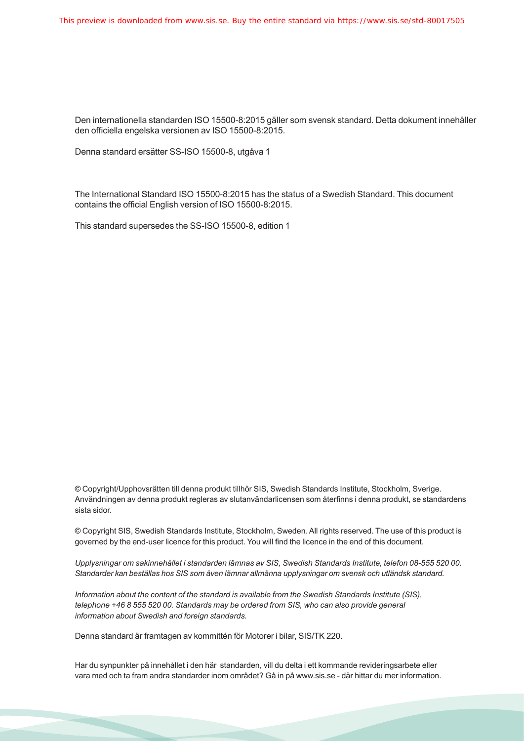Den internationella standarden ISO 15500-8:2015 gäller som svensk standard. Detta dokument innehåller den officiella engelska versionen av ISO 15500-8:2015.

Denna standard ersätter SS-ISO 15500-8, utgåva 1

The International Standard ISO 15500-8:2015 has the status of a Swedish Standard. This document contains the official English version of ISO 15500-8:2015.

This standard supersedes the SS-ISO 15500-8, edition 1

© Copyright/Upphovsrätten till denna produkt tillhör SIS, Swedish Standards Institute, Stockholm, Sverige. Användningen av denna produkt regleras av slutanvändarlicensen som återfinns i denna produkt, se standardens sista sidor.

© Copyright SIS, Swedish Standards Institute, Stockholm, Sweden. All rights reserved. The use of this product is governed by the end-user licence for this product. You will find the licence in the end of this document.

*Upplysningar om sakinnehållet i standarden lämnas av SIS, Swedish Standards Institute, telefon 08-555 520 00. Standarder kan beställas hos SIS som även lämnar allmänna upplysningar om svensk och utländsk standard.*

*Information about the content of the standard is available from the Swedish Standards Institute (SIS), telephone +46 8 555 520 00. Standards may be ordered from SIS, who can also provide general information about Swedish and foreign standards.*

Denna standard är framtagen av kommittén för Motorer i bilar, SIS/TK 220.

Har du synpunkter på innehållet i den här standarden, vill du delta i ett kommande revideringsarbete eller vara med och ta fram andra standarder inom området? Gå in på www.sis.se - där hittar du mer information.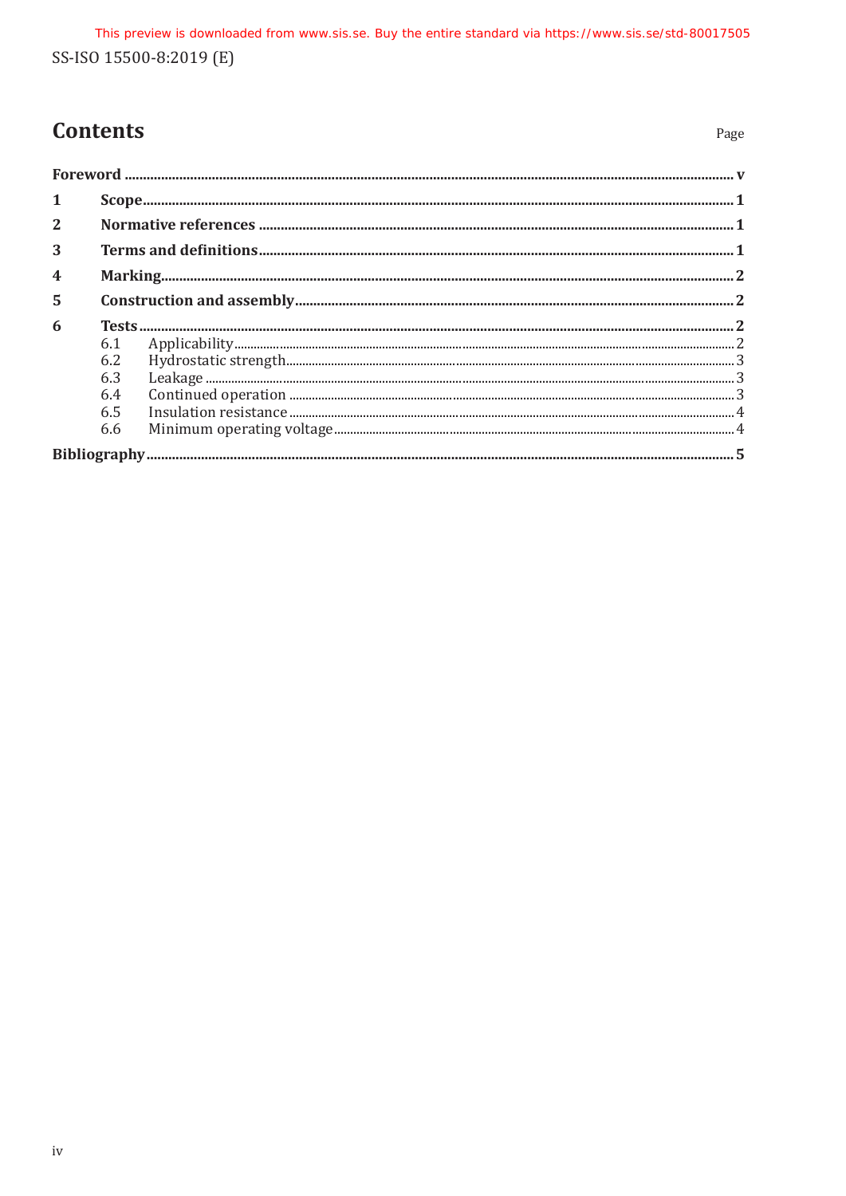# Contents

Page

**Foreword** ..... v

**1 Scope** ..... 1

**2 Normative references** ..... 1

**3 Terms and definitions** ..... 1

**4 Marking** ..... 2

**5 Construction and assembly** ..... 2

**6 Tests** ..... 2

- 6.1 Applicability ..... 2
- 6.2 Hydrostatic strength ..... 3
- 6.3 Leakage ..... 3
- 6.4 Continued operation ..... 3
- 6.5 Insulation resistance ..... 4
- 6.6 Minimum operating voltage ..... 4

**Bibliography** ..... 5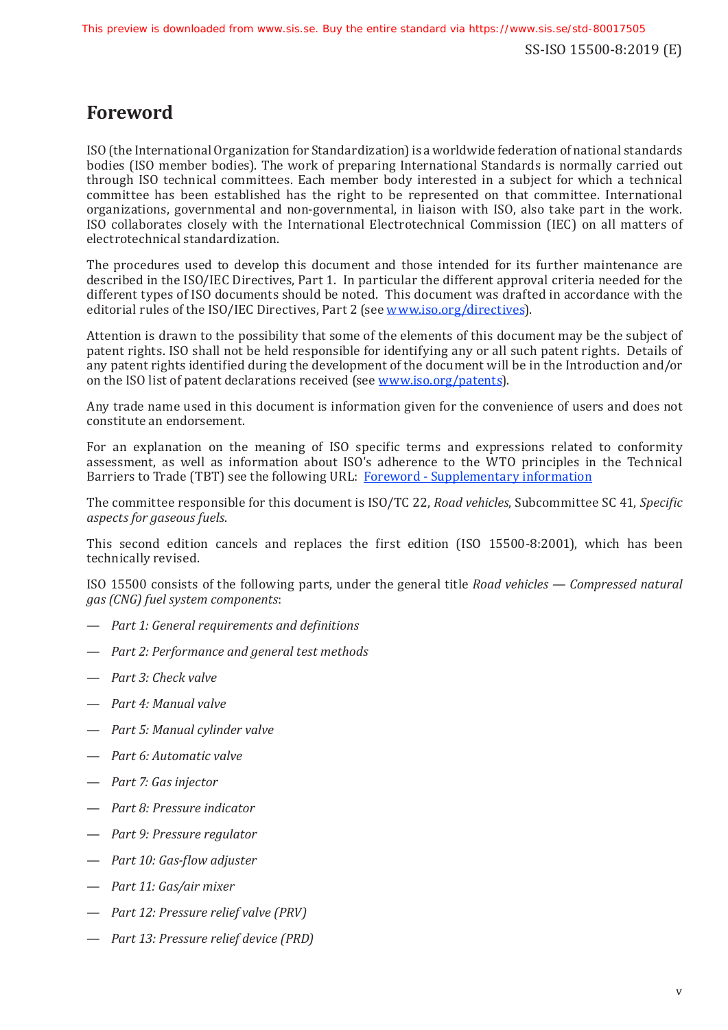# Foreword

ISO (the International Organization for Standardization) is a worldwide federation of national standards bodies (ISO member bodies). The work of preparing International Standards is normally carried out through ISO technical committees. Each member body interested in a subject for which a technical committee has been established has the right to be represented on that committee. International organizations, governmental and non-governmental, in liaison with ISO, also take part in the work. ISO collaborates closely with the International Electrotechnical Commission (IEC) on all matters of electrotechnical standardization.

The procedures used to develop this document and those intended for its further maintenance are described in the ISO/IEC Directives, Part 1. In particular the different approval criteria needed for the different types of ISO documents should be noted. This document was drafted in accordance with the editorial rules of the ISO/IEC Directives, Part 2 (see www.iso.org/directives).

Attention is drawn to the possibility that some of the elements of this document may be the subject of patent rights. ISO shall not be held responsible for identifying any or all such patent rights. Details of any patent rights identified during the development of the document will be in the Introduction and/or on the ISO list of patent declarations received (see www.iso.org/patents).

Any trade name used in this document is information given for the convenience of users and does not constitute an endorsement.

For an explanation on the meaning of ISO specific terms and expressions related to conformity assessment, as well as information about ISO's adherence to the WTO principles in the Technical Barriers to Trade (TBT) see the following URL: Foreword - Supplementary information

The committee responsible for this document is ISO/TC 22, *Road vehicles*, Subcommittee SC 41, *Specific aspects for gaseous fuels*.

This second edition cancels and replaces the first edition (ISO 15500-8:2001), which has been technically revised.

ISO 15500 consists of the following parts, under the general title *Road vehicles — Compressed natural gas (CNG) fuel system components*:

— *Part 1: General requirements and definitions*

— *Part 2: Performance and general test methods*

— *Part 3: Check valve*

— *Part 4: Manual valve*

— *Part 5: Manual cylinder valve*

— *Part 6: Automatic valve*

— *Part 7: Gas injector*

— *Part 8: Pressure indicator*

— *Part 9: Pressure regulator*

— *Part 10: Gas-flow adjuster*

— *Part 11: Gas/air mixer*

— *Part 12: Pressure relief valve (PRV)*

— *Part 13: Pressure relief device (PRD)*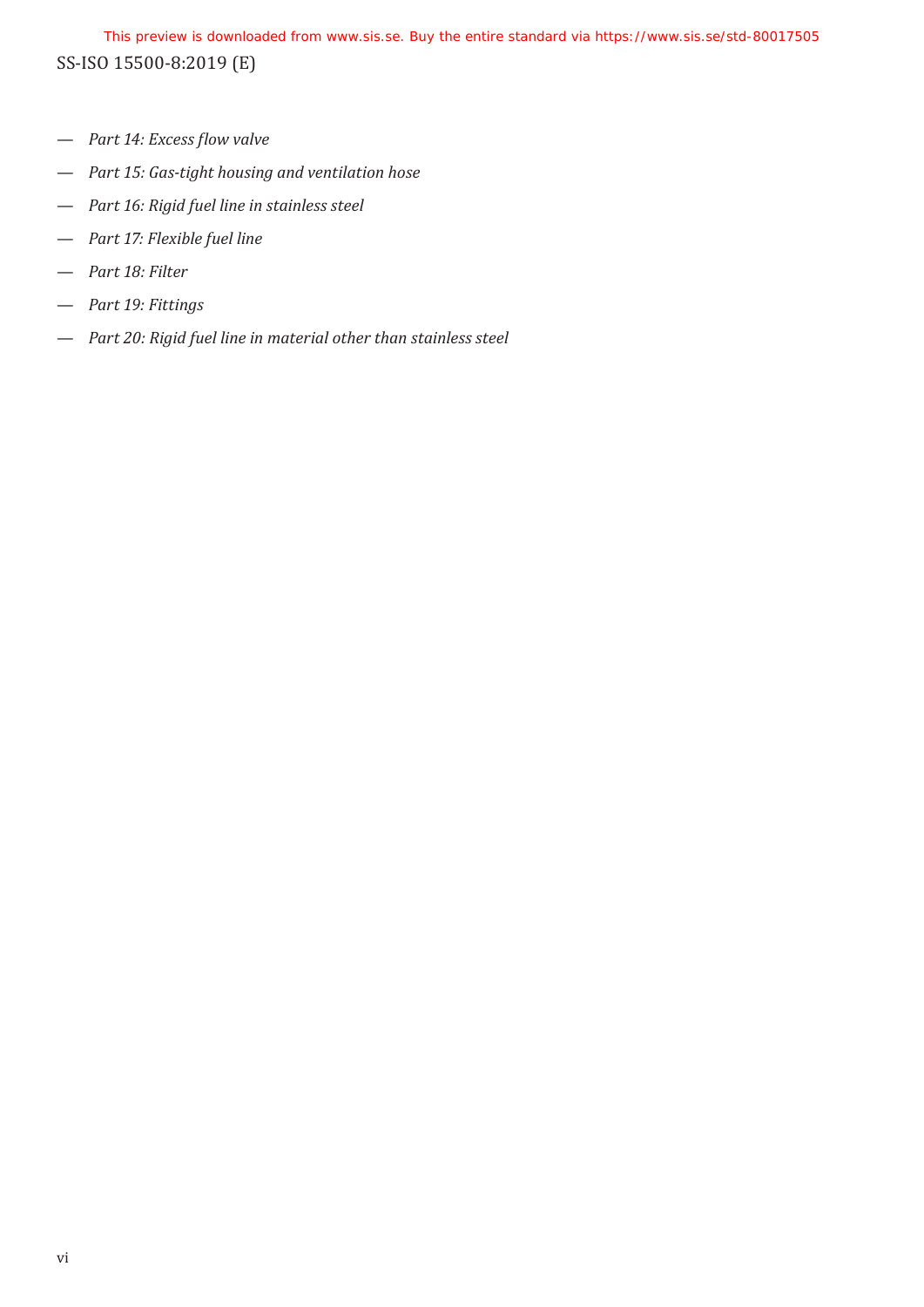- *Part 14: Excess flow valve*
- *Part 15: Gas-tight housing and ventilation hose*
- *Part 16: Rigid fuel line in stainless steel*
- *Part 17: Flexible fuel line*
- *Part 18: Filter*
- *Part 19: Fittings*
- *Part 20: Rigid fuel line in material other than stainless steel*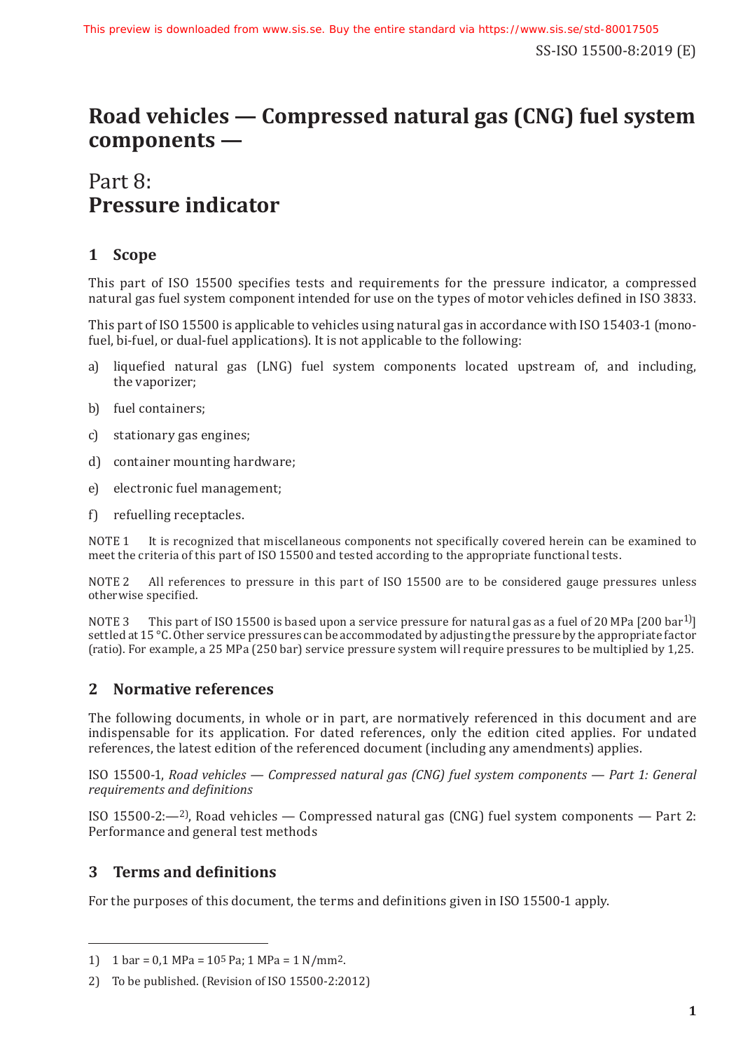# Road vehicles — Compressed natural gas (CNG) fuel system components —

## Part 8: Pressure indicator

## 1 Scope

This part of ISO 15500 specifies tests and requirements for the pressure indicator, a compressed natural gas fuel system component intended for use on the types of motor vehicles defined in ISO 3833.

This part of ISO 15500 is applicable to vehicles using natural gas in accordance with ISO 15403-1 (mono-fuel, bi-fuel, or dual-fuel applications). It is not applicable to the following:

a) liquefied natural gas (LNG) fuel system components located upstream of, and including, the vaporizer;

b) fuel containers;

c) stationary gas engines;

d) container mounting hardware;

e) electronic fuel management;

f) refuelling receptacles.

NOTE 1 It is recognized that miscellaneous components not specifically covered herein can be examined to meet the criteria of this part of ISO 15500 and tested according to the appropriate functional tests.

NOTE 2 All references to pressure in this part of ISO 15500 are to be considered gauge pressures unless otherwise specified.

NOTE 3 This part of ISO 15500 is based upon a service pressure for natural gas as a fuel of 20 MPa [200 bar[1)]] settled at 15 °C. Other service pressures can be accommodated by adjusting the pressure by the appropriate factor (ratio). For example, a 25 MPa (250 bar) service pressure system will require pressures to be multiplied by 1,25.

## 2 Normative references

The following documents, in whole or in part, are normatively referenced in this document and are indispensable for its application. For dated references, only the edition cited applies. For undated references, the latest edition of the referenced document (including any amendments) applies.

ISO 15500-1, *Road vehicles — Compressed natural gas (CNG) fuel system components — Part 1: General requirements and definitions*

ISO 15500-2:—[2)], Road vehicles — Compressed natural gas (CNG) fuel system components — Part 2: Performance and general test methods

## 3 Terms and definitions

For the purposes of this document, the terms and definitions given in ISO 15500-1 apply.

---

1) 1 bar = 0,1 MPa = $10^5$ Pa; 1 MPa = 1 N/mm$^2$.

2) To be published. (Revision of ISO 15500-2:2012)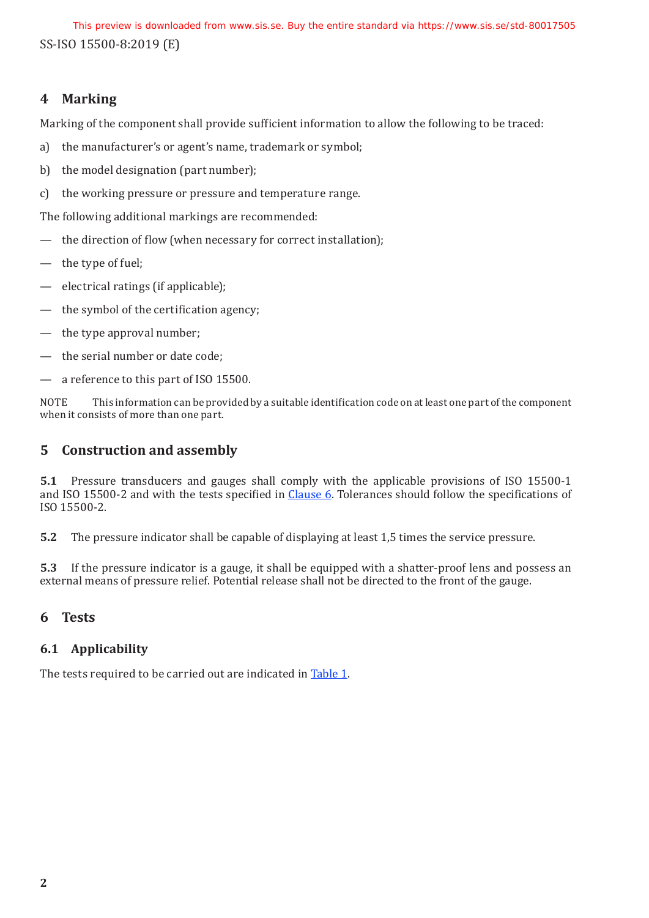## 4 Marking

Marking of the component shall provide sufficient information to allow the following to be traced:

a) the manufacturer's or agent's name, trademark or symbol;

b) the model designation (part number);

c) the working pressure or pressure and temperature range.

The following additional markings are recommended:

— the direction of flow (when necessary for correct installation);

— the type of fuel;

— electrical ratings (if applicable);

— the symbol of the certification agency;

— the type approval number;

— the serial number or date code;

— a reference to this part of ISO 15500.

NOTE This information can be provided by a suitable identification code on at least one part of the component when it consists of more than one part.

## 5 Construction and assembly

**5.1** Pressure transducers and gauges shall comply with the applicable provisions of ISO 15500-1 and ISO 15500-2 and with the tests specified in Clause 6. Tolerances should follow the specifications of ISO 15500-2.

**5.2** The pressure indicator shall be capable of displaying at least 1,5 times the service pressure.

**5.3** If the pressure indicator is a gauge, it shall be equipped with a shatter-proof lens and possess an external means of pressure relief. Potential release shall not be directed to the front of the gauge.

## 6 Tests

### 6.1 Applicability

The tests required to be carried out are indicated in Table 1.